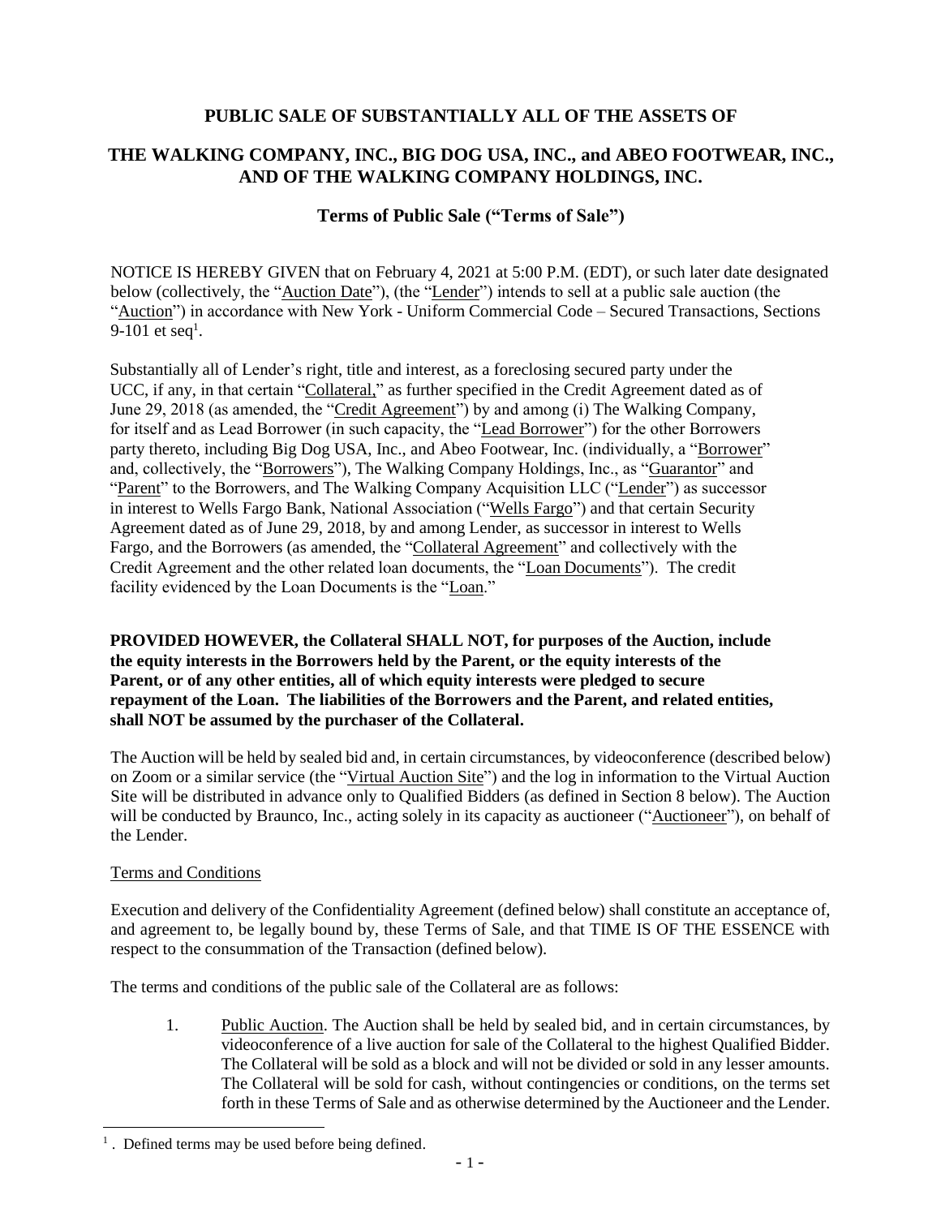# PUBLIC SALE OF SUBSTANTIALLY ALL OF THE ASSETS OF

# THE WALKING COMPANY, INC., BIG DOG USA, INC., and ABEO FOOTWEAR, INC., AND OF THE WALKING COMPANY HOLDINGS, INC.

## Terms of Public Sale ("Terms of Sale")

NOTICE IS HEREBY GIVEN that on February 4, 2021 at 5:00 P.M. (EDT), or such later date designated below (collectively, the "Auction Date"), (the "Lender") intends to sell at a public sale auction (the "Auction") in accordance with New York - Uniform Commercial Code – Secured Transactions, Sections 9-101 et seq[1].

Substantially all of Lender's right, title and interest, as a foreclosing secured party under the UCC, if any, in that certain "Collateral," as further specified in the Credit Agreement dated as of June 29, 2018 (as amended, the "Credit Agreement") by and among (i) The Walking Company, for itself and as Lead Borrower (in such capacity, the "Lead Borrower") for the other Borrowers party thereto, including Big Dog USA, Inc., and Abeo Footwear, Inc. (individually, a "Borrower" and, collectively, the "Borrowers"), The Walking Company Holdings, Inc., as "Guarantor" and "Parent" to the Borrowers, and The Walking Company Acquisition LLC ("Lender") as successor in interest to Wells Fargo Bank, National Association ("Wells Fargo") and that certain Security Agreement dated as of June 29, 2018, by and among Lender, as successor in interest to Wells Fargo, and the Borrowers (as amended, the "Collateral Agreement" and collectively with the Credit Agreement and the other related loan documents, the "Loan Documents"). The credit facility evidenced by the Loan Documents is the "Loan."

**PROVIDED HOWEVER, the Collateral SHALL NOT, for purposes of the Auction, include the equity interests in the Borrowers held by the Parent, or the equity interests of the Parent, or of any other entities, all of which equity interests were pledged to secure repayment of the Loan. The liabilities of the Borrowers and the Parent, and related entities, shall NOT be assumed by the purchaser of the Collateral.**

The Auction will be held by sealed bid and, in certain circumstances, by videoconference (described below) on Zoom or a similar service (the "Virtual Auction Site") and the log in information to the Virtual Auction Site will be distributed in advance only to Qualified Bidders (as defined in Section 8 below). The Auction will be conducted by Braunco, Inc., acting solely in its capacity as auctioneer ("Auctioneer"), on behalf of the Lender.

Terms and Conditions

Execution and delivery of the Confidentiality Agreement (defined below) shall constitute an acceptance of, and agreement to, be legally bound by, these Terms of Sale, and that TIME IS OF THE ESSENCE with respect to the consummation of the Transaction (defined below).

The terms and conditions of the public sale of the Collateral are as follows:

1. Public Auction. The Auction shall be held by sealed bid, and in certain circumstances, by videoconference of a live auction for sale of the Collateral to the highest Qualified Bidder. The Collateral will be sold as a block and will not be divided or sold in any lesser amounts. The Collateral will be sold for cash, without contingencies or conditions, on the terms set forth in these Terms of Sale and as otherwise determined by the Auctioneer and the Lender.

[1]. Defined terms may be used before being defined.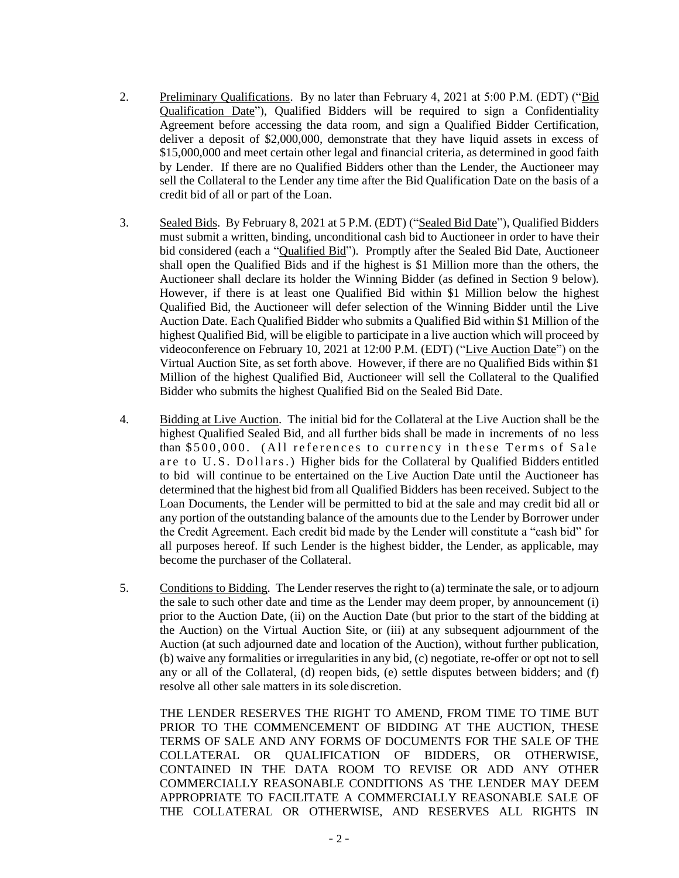2. Preliminary Qualifications. By no later than February 4, 2021 at 5:00 P.M. (EDT) ("Bid Qualification Date"), Qualified Bidders will be required to sign a Confidentiality Agreement before accessing the data room, and sign a Qualified Bidder Certification, deliver a deposit of $2,000,000, demonstrate that they have liquid assets in excess of $15,000,000 and meet certain other legal and financial criteria, as determined in good faith by Lender. If there are no Qualified Bidders other than the Lender, the Auctioneer may sell the Collateral to the Lender any time after the Bid Qualification Date on the basis of a credit bid of all or part of the Loan.

3. Sealed Bids. By February 8, 2021 at 5 P.M. (EDT) ("Sealed Bid Date"), Qualified Bidders must submit a written, binding, unconditional cash bid to Auctioneer in order to have their bid considered (each a "Qualified Bid"). Promptly after the Sealed Bid Date, Auctioneer shall open the Qualified Bids and if the highest is $1 Million more than the others, the Auctioneer shall declare its holder the Winning Bidder (as defined in Section 9 below). However, if there is at least one Qualified Bid within $1 Million below the highest Qualified Bid, the Auctioneer will defer selection of the Winning Bidder until the Live Auction Date. Each Qualified Bidder who submits a Qualified Bid within $1 Million of the highest Qualified Bid, will be eligible to participate in a live auction which will proceed by videoconference on February 10, 2021 at 12:00 P.M. (EDT) ("Live Auction Date") on the Virtual Auction Site, as set forth above. However, if there are no Qualified Bids within $1 Million of the highest Qualified Bid, Auctioneer will sell the Collateral to the Qualified Bidder who submits the highest Qualified Bid on the Sealed Bid Date.

4. Bidding at Live Auction. The initial bid for the Collateral at the Live Auction shall be the highest Qualified Sealed Bid, and all further bids shall be made in increments of no less than $500,000. (All references to currency in these Terms of Sale are to U.S. Dollars.) Higher bids for the Collateral by Qualified Bidders entitled to bid will continue to be entertained on the Live Auction Date until the Auctioneer has determined that the highest bid from all Qualified Bidders has been received. Subject to the Loan Documents, the Lender will be permitted to bid at the sale and may credit bid all or any portion of the outstanding balance of the amounts due to the Lender by Borrower under the Credit Agreement. Each credit bid made by the Lender will constitute a "cash bid" for all purposes hereof. If such Lender is the highest bidder, the Lender, as applicable, may become the purchaser of the Collateral.

5. Conditions to Bidding. The Lender reserves the right to (a) terminate the sale, or to adjourn the sale to such other date and time as the Lender may deem proper, by announcement (i) prior to the Auction Date, (ii) on the Auction Date (but prior to the start of the bidding at the Auction) on the Virtual Auction Site, or (iii) at any subsequent adjournment of the Auction (at such adjourned date and location of the Auction), without further publication, (b) waive any formalities or irregularities in any bid, (c) negotiate, re-offer or opt not to sell any or all of the Collateral, (d) reopen bids, (e) settle disputes between bidders; and (f) resolve all other sale matters in its sole discretion.

   THE LENDER RESERVES THE RIGHT TO AMEND, FROM TIME TO TIME BUT PRIOR TO THE COMMENCEMENT OF BIDDING AT THE AUCTION, THESE TERMS OF SALE AND ANY FORMS OF DOCUMENTS FOR THE SALE OF THE COLLATERAL OR QUALIFICATION OF BIDDERS, OR OTHERWISE, CONTAINED IN THE DATA ROOM TO REVISE OR ADD ANY OTHER COMMERCIALLY REASONABLE CONDITIONS AS THE LENDER MAY DEEM APPROPRIATE TO FACILITATE A COMMERCIALLY REASONABLE SALE OF THE COLLATERAL OR OTHERWISE, AND RESERVES ALL RIGHTS IN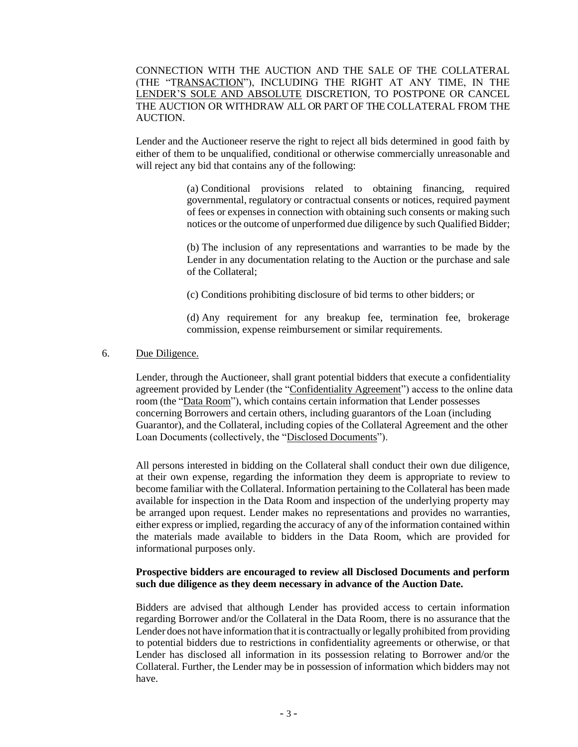CONNECTION WITH THE AUCTION AND THE SALE OF THE COLLATERAL (THE "TRANSACTION"), INCLUDING THE RIGHT AT ANY TIME, IN THE LENDER'S SOLE AND ABSOLUTE DISCRETION, TO POSTPONE OR CANCEL THE AUCTION OR WITHDRAW ALL OR PART OF THE COLLATERAL FROM THE AUCTION.

Lender and the Auctioneer reserve the right to reject all bids determined in good faith by either of them to be unqualified, conditional or otherwise commercially unreasonable and will reject any bid that contains any of the following:

(a) Conditional provisions related to obtaining financing, required governmental, regulatory or contractual consents or notices, required payment of fees or expenses in connection with obtaining such consents or making such notices or the outcome of unperformed due diligence by such Qualified Bidder;

(b) The inclusion of any representations and warranties to be made by the Lender in any documentation relating to the Auction or the purchase and sale of the Collateral;

(c) Conditions prohibiting disclosure of bid terms to other bidders; or

(d) Any requirement for any breakup fee, termination fee, brokerage commission, expense reimbursement or similar requirements.

6. Due Diligence.

Lender, through the Auctioneer, shall grant potential bidders that execute a confidentiality agreement provided by Lender (the "Confidentiality Agreement") access to the online data room (the "Data Room"), which contains certain information that Lender possesses concerning Borrowers and certain others, including guarantors of the Loan (including Guarantor), and the Collateral, including copies of the Collateral Agreement and the other Loan Documents (collectively, the "Disclosed Documents").

All persons interested in bidding on the Collateral shall conduct their own due diligence, at their own expense, regarding the information they deem is appropriate to review to become familiar with the Collateral. Information pertaining to the Collateral has been made available for inspection in the Data Room and inspection of the underlying property may be arranged upon request. Lender makes no representations and provides no warranties, either express or implied, regarding the accuracy of any of the information contained within the materials made available to bidders in the Data Room, which are provided for informational purposes only.

**Prospective bidders are encouraged to review all Disclosed Documents and perform such due diligence as they deem necessary in advance of the Auction Date.**

Bidders are advised that although Lender has provided access to certain information regarding Borrower and/or the Collateral in the Data Room, there is no assurance that the Lender does not have information that it is contractually or legally prohibited from providing to potential bidders due to restrictions in confidentiality agreements or otherwise, or that Lender has disclosed all information in its possession relating to Borrower and/or the Collateral. Further, the Lender may be in possession of information which bidders may not have.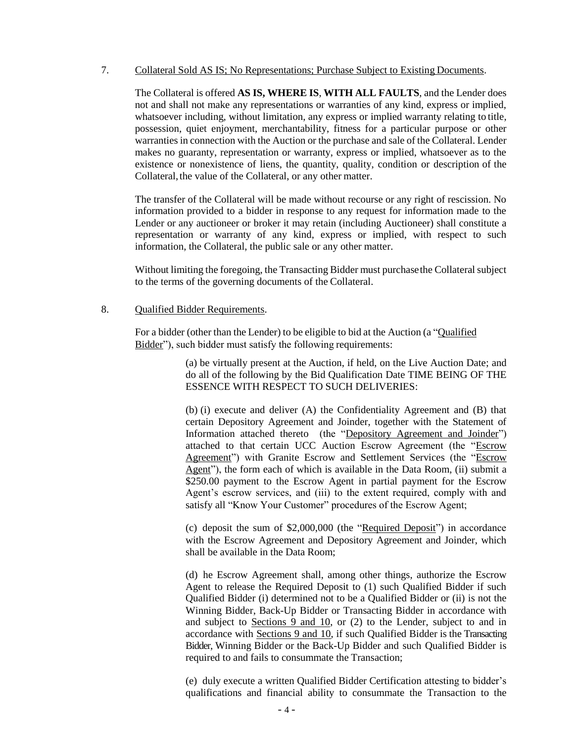7. Collateral Sold AS IS; No Representations; Purchase Subject to Existing Documents.

The Collateral is offered **AS IS, WHERE IS**, **WITH ALL FAULTS**, and the Lender does not and shall not make any representations or warranties of any kind, express or implied, whatsoever including, without limitation, any express or implied warranty relating to title, possession, quiet enjoyment, merchantability, fitness for a particular purpose or other warranties in connection with the Auction or the purchase and sale of the Collateral. Lender makes no guaranty, representation or warranty, express or implied, whatsoever as to the existence or nonexistence of liens, the quantity, quality, condition or description of the Collateral, the value of the Collateral, or any other matter.

The transfer of the Collateral will be made without recourse or any right of rescission. No information provided to a bidder in response to any request for information made to the Lender or any auctioneer or broker it may retain (including Auctioneer) shall constitute a representation or warranty of any kind, express or implied, with respect to such information, the Collateral, the public sale or any other matter.

Without limiting the foregoing, the Transacting Bidder must purchase the Collateral subject to the terms of the governing documents of the Collateral.

8. Qualified Bidder Requirements.

For a bidder (other than the Lender) to be eligible to bid at the Auction (a "Qualified Bidder"), such bidder must satisfy the following requirements:

(a) be virtually present at the Auction, if held, on the Live Auction Date; and do all of the following by the Bid Qualification Date TIME BEING OF THE ESSENCE WITH RESPECT TO SUCH DELIVERIES:

(b) (i) execute and deliver (A) the Confidentiality Agreement and (B) that certain Depository Agreement and Joinder, together with the Statement of Information attached thereto (the "Depository Agreement and Joinder") attached to that certain UCC Auction Escrow Agreement (the "Escrow Agreement") with Granite Escrow and Settlement Services (the "Escrow Agent"), the form each of which is available in the Data Room, (ii) submit a $250.00 payment to the Escrow Agent in partial payment for the Escrow Agent's escrow services, and (iii) to the extent required, comply with and satisfy all "Know Your Customer" procedures of the Escrow Agent;

(c) deposit the sum of $2,000,000 (the "Required Deposit") in accordance with the Escrow Agreement and Depository Agreement and Joinder, which shall be available in the Data Room;

(d) he Escrow Agreement shall, among other things, authorize the Escrow Agent to release the Required Deposit to (1) such Qualified Bidder if such Qualified Bidder (i) determined not to be a Qualified Bidder or (ii) is not the Winning Bidder, Back-Up Bidder or Transacting Bidder in accordance with and subject to Sections 9 and 10, or (2) to the Lender, subject to and in accordance with Sections 9 and 10, if such Qualified Bidder is the Transacting Bidder, Winning Bidder or the Back-Up Bidder and such Qualified Bidder is required to and fails to consummate the Transaction;

(e) duly execute a written Qualified Bidder Certification attesting to bidder's qualifications and financial ability to consummate the Transaction to the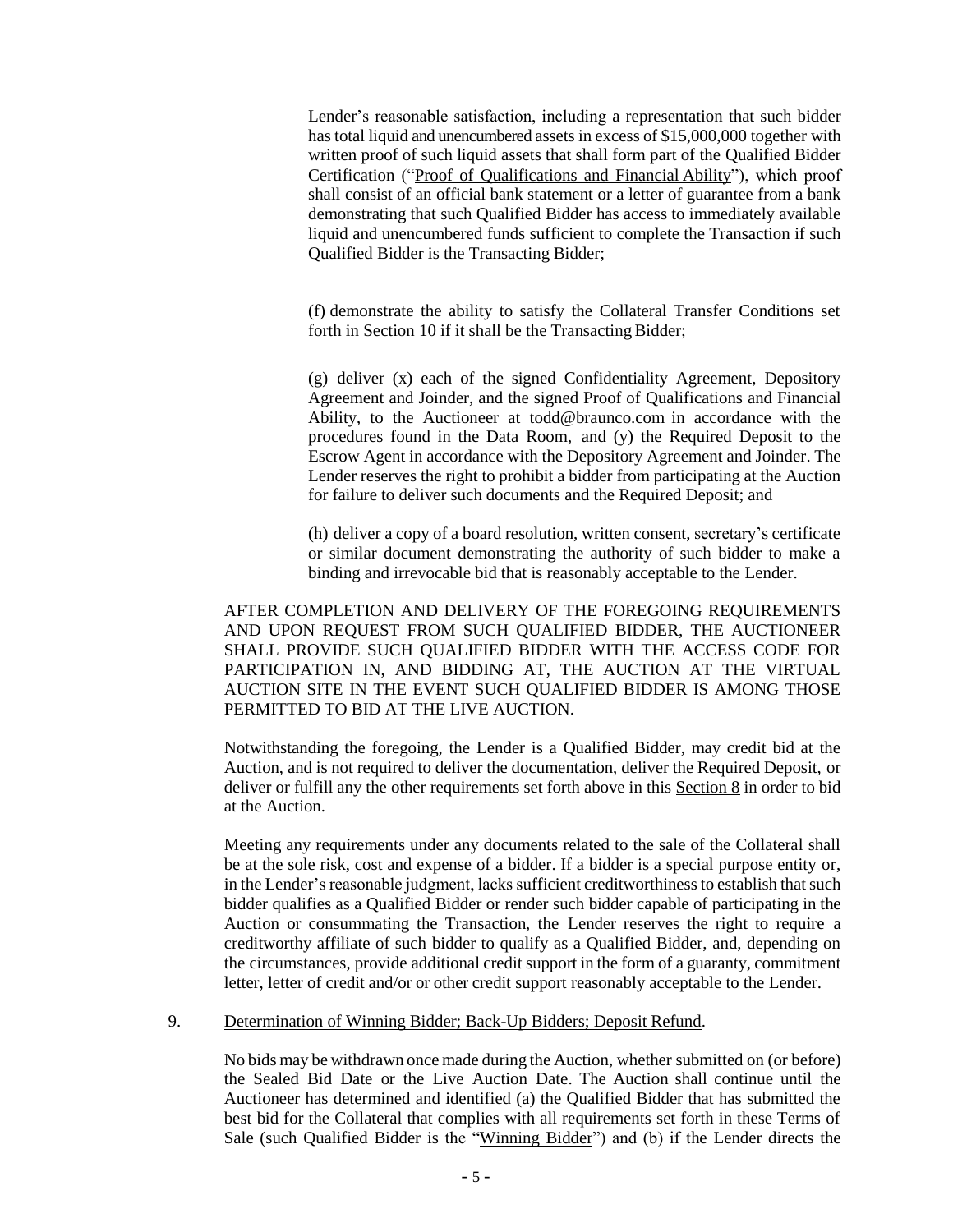Lender's reasonable satisfaction, including a representation that such bidder has total liquid and unencumbered assets in excess of $15,000,000 together with written proof of such liquid assets that shall form part of the Qualified Bidder Certification ("Proof of Qualifications and Financial Ability"), which proof shall consist of an official bank statement or a letter of guarantee from a bank demonstrating that such Qualified Bidder has access to immediately available liquid and unencumbered funds sufficient to complete the Transaction if such Qualified Bidder is the Transacting Bidder;

(f) demonstrate the ability to satisfy the Collateral Transfer Conditions set forth in Section 10 if it shall be the Transacting Bidder;

(g) deliver (x) each of the signed Confidentiality Agreement, Depository Agreement and Joinder, and the signed Proof of Qualifications and Financial Ability, to the Auctioneer at todd@braunco.com in accordance with the procedures found in the Data Room, and (y) the Required Deposit to the Escrow Agent in accordance with the Depository Agreement and Joinder. The Lender reserves the right to prohibit a bidder from participating at the Auction for failure to deliver such documents and the Required Deposit; and

(h) deliver a copy of a board resolution, written consent, secretary's certificate or similar document demonstrating the authority of such bidder to make a binding and irrevocable bid that is reasonably acceptable to the Lender.

AFTER COMPLETION AND DELIVERY OF THE FOREGOING REQUIREMENTS AND UPON REQUEST FROM SUCH QUALIFIED BIDDER, THE AUCTIONEER SHALL PROVIDE SUCH QUALIFIED BIDDER WITH THE ACCESS CODE FOR PARTICIPATION IN, AND BIDDING AT, THE AUCTION AT THE VIRTUAL AUCTION SITE IN THE EVENT SUCH QUALIFIED BIDDER IS AMONG THOSE PERMITTED TO BID AT THE LIVE AUCTION.

Notwithstanding the foregoing, the Lender is a Qualified Bidder, may credit bid at the Auction, and is not required to deliver the documentation, deliver the Required Deposit, or deliver or fulfill any the other requirements set forth above in this Section 8 in order to bid at the Auction.

Meeting any requirements under any documents related to the sale of the Collateral shall be at the sole risk, cost and expense of a bidder. If a bidder is a special purpose entity or, in the Lender's reasonable judgment, lacks sufficient creditworthiness to establish that such bidder qualifies as a Qualified Bidder or render such bidder capable of participating in the Auction or consummating the Transaction, the Lender reserves the right to require a creditworthy affiliate of such bidder to qualify as a Qualified Bidder, and, depending on the circumstances, provide additional credit support in the form of a guaranty, commitment letter, letter of credit and/or or other credit support reasonably acceptable to the Lender.

9. Determination of Winning Bidder; Back-Up Bidders; Deposit Refund.

No bids may be withdrawn once made during the Auction, whether submitted on (or before) the Sealed Bid Date or the Live Auction Date. The Auction shall continue until the Auctioneer has determined and identified (a) the Qualified Bidder that has submitted the best bid for the Collateral that complies with all requirements set forth in these Terms of Sale (such Qualified Bidder is the "Winning Bidder") and (b) if the Lender directs the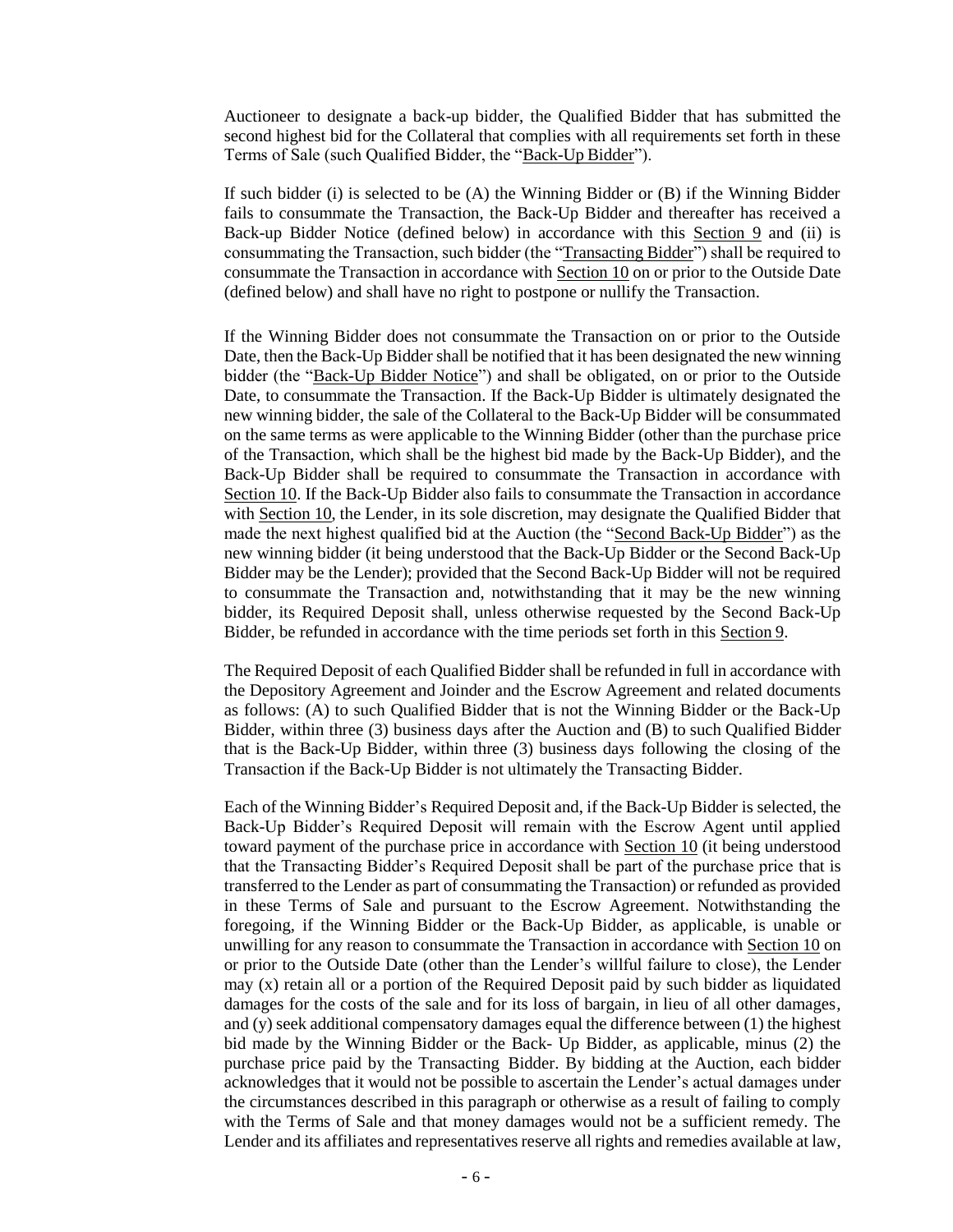Auctioneer to designate a back-up bidder, the Qualified Bidder that has submitted the second highest bid for the Collateral that complies with all requirements set forth in these Terms of Sale (such Qualified Bidder, the "Back-Up Bidder").

If such bidder (i) is selected to be (A) the Winning Bidder or (B) if the Winning Bidder fails to consummate the Transaction, the Back-Up Bidder and thereafter has received a Back-up Bidder Notice (defined below) in accordance with this Section 9 and (ii) is consummating the Transaction, such bidder (the "Transacting Bidder") shall be required to consummate the Transaction in accordance with Section 10 on or prior to the Outside Date (defined below) and shall have no right to postpone or nullify the Transaction.

If the Winning Bidder does not consummate the Transaction on or prior to the Outside Date, then the Back-Up Bidder shall be notified that it has been designated the new winning bidder (the "Back-Up Bidder Notice") and shall be obligated, on or prior to the Outside Date, to consummate the Transaction. If the Back-Up Bidder is ultimately designated the new winning bidder, the sale of the Collateral to the Back-Up Bidder will be consummated on the same terms as were applicable to the Winning Bidder (other than the purchase price of the Transaction, which shall be the highest bid made by the Back-Up Bidder), and the Back-Up Bidder shall be required to consummate the Transaction in accordance with Section 10. If the Back-Up Bidder also fails to consummate the Transaction in accordance with Section 10, the Lender, in its sole discretion, may designate the Qualified Bidder that made the next highest qualified bid at the Auction (the "Second Back-Up Bidder") as the new winning bidder (it being understood that the Back-Up Bidder or the Second Back-Up Bidder may be the Lender); provided that the Second Back-Up Bidder will not be required to consummate the Transaction and, notwithstanding that it may be the new winning bidder, its Required Deposit shall, unless otherwise requested by the Second Back-Up Bidder, be refunded in accordance with the time periods set forth in this Section 9.

The Required Deposit of each Qualified Bidder shall be refunded in full in accordance with the Depository Agreement and Joinder and the Escrow Agreement and related documents as follows: (A) to such Qualified Bidder that is not the Winning Bidder or the Back-Up Bidder, within three (3) business days after the Auction and (B) to such Qualified Bidder that is the Back-Up Bidder, within three (3) business days following the closing of the Transaction if the Back-Up Bidder is not ultimately the Transacting Bidder.

Each of the Winning Bidder's Required Deposit and, if the Back-Up Bidder is selected, the Back-Up Bidder's Required Deposit will remain with the Escrow Agent until applied toward payment of the purchase price in accordance with Section 10 (it being understood that the Transacting Bidder's Required Deposit shall be part of the purchase price that is transferred to the Lender as part of consummating the Transaction) or refunded as provided in these Terms of Sale and pursuant to the Escrow Agreement. Notwithstanding the foregoing, if the Winning Bidder or the Back-Up Bidder, as applicable, is unable or unwilling for any reason to consummate the Transaction in accordance with Section 10 on or prior to the Outside Date (other than the Lender's willful failure to close), the Lender may (x) retain all or a portion of the Required Deposit paid by such bidder as liquidated damages for the costs of the sale and for its loss of bargain, in lieu of all other damages, and (y) seek additional compensatory damages equal the difference between (1) the highest bid made by the Winning Bidder or the Back- Up Bidder, as applicable, minus (2) the purchase price paid by the Transacting Bidder. By bidding at the Auction, each bidder acknowledges that it would not be possible to ascertain the Lender's actual damages under the circumstances described in this paragraph or otherwise as a result of failing to comply with the Terms of Sale and that money damages would not be a sufficient remedy. The Lender and its affiliates and representatives reserve all rights and remedies available at law,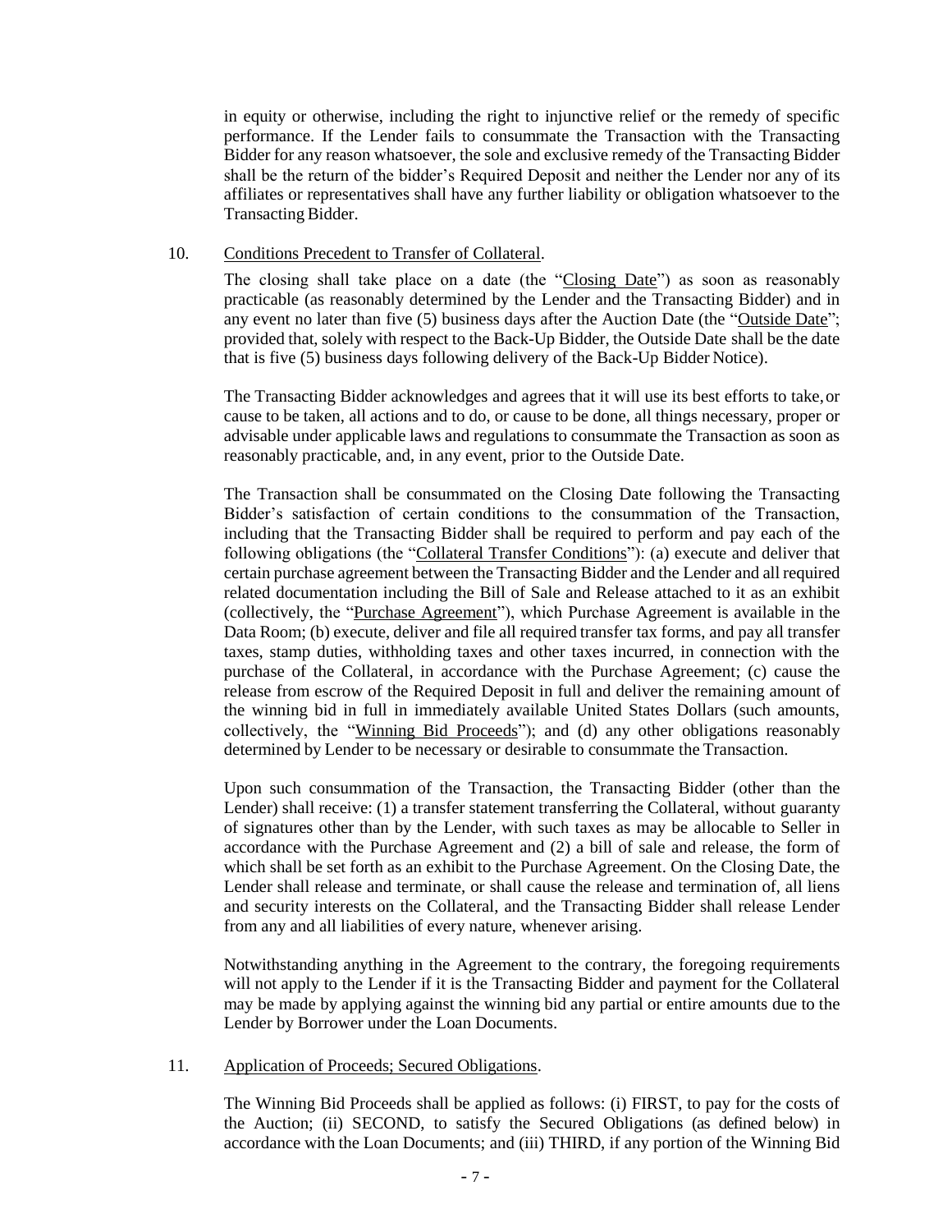in equity or otherwise, including the right to injunctive relief or the remedy of specific performance. If the Lender fails to consummate the Transaction with the Transacting Bidder for any reason whatsoever, the sole and exclusive remedy of the Transacting Bidder shall be the return of the bidder's Required Deposit and neither the Lender nor any of its affiliates or representatives shall have any further liability or obligation whatsoever to the Transacting Bidder.

10. Conditions Precedent to Transfer of Collateral.

The closing shall take place on a date (the "Closing Date") as soon as reasonably practicable (as reasonably determined by the Lender and the Transacting Bidder) and in any event no later than five (5) business days after the Auction Date (the "Outside Date"; provided that, solely with respect to the Back-Up Bidder, the Outside Date shall be the date that is five (5) business days following delivery of the Back-Up Bidder Notice).

The Transacting Bidder acknowledges and agrees that it will use its best efforts to take, or cause to be taken, all actions and to do, or cause to be done, all things necessary, proper or advisable under applicable laws and regulations to consummate the Transaction as soon as reasonably practicable, and, in any event, prior to the Outside Date.

The Transaction shall be consummated on the Closing Date following the Transacting Bidder's satisfaction of certain conditions to the consummation of the Transaction, including that the Transacting Bidder shall be required to perform and pay each of the following obligations (the "Collateral Transfer Conditions"): (a) execute and deliver that certain purchase agreement between the Transacting Bidder and the Lender and all required related documentation including the Bill of Sale and Release attached to it as an exhibit (collectively, the "Purchase Agreement"), which Purchase Agreement is available in the Data Room; (b) execute, deliver and file all required transfer tax forms, and pay all transfer taxes, stamp duties, withholding taxes and other taxes incurred, in connection with the purchase of the Collateral, in accordance with the Purchase Agreement; (c) cause the release from escrow of the Required Deposit in full and deliver the remaining amount of the winning bid in full in immediately available United States Dollars (such amounts, collectively, the "Winning Bid Proceeds"); and (d) any other obligations reasonably determined by Lender to be necessary or desirable to consummate the Transaction.

Upon such consummation of the Transaction, the Transacting Bidder (other than the Lender) shall receive: (1) a transfer statement transferring the Collateral, without guaranty of signatures other than by the Lender, with such taxes as may be allocable to Seller in accordance with the Purchase Agreement and (2) a bill of sale and release, the form of which shall be set forth as an exhibit to the Purchase Agreement. On the Closing Date, the Lender shall release and terminate, or shall cause the release and termination of, all liens and security interests on the Collateral, and the Transacting Bidder shall release Lender from any and all liabilities of every nature, whenever arising.

Notwithstanding anything in the Agreement to the contrary, the foregoing requirements will not apply to the Lender if it is the Transacting Bidder and payment for the Collateral may be made by applying against the winning bid any partial or entire amounts due to the Lender by Borrower under the Loan Documents.

11. Application of Proceeds; Secured Obligations.

The Winning Bid Proceeds shall be applied as follows: (i) FIRST, to pay for the costs of the Auction; (ii) SECOND, to satisfy the Secured Obligations (as defined below) in accordance with the Loan Documents; and (iii) THIRD, if any portion of the Winning Bid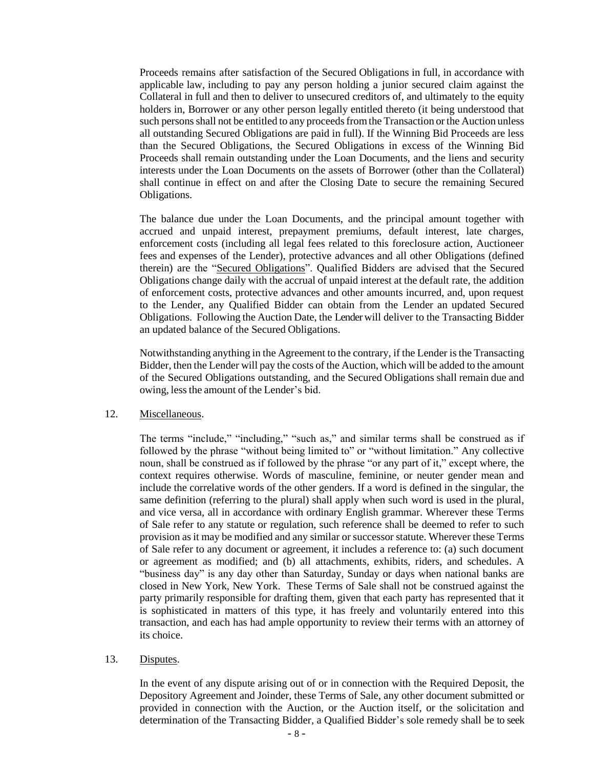Proceeds remains after satisfaction of the Secured Obligations in full, in accordance with applicable law, including to pay any person holding a junior secured claim against the Collateral in full and then to deliver to unsecured creditors of, and ultimately to the equity holders in, Borrower or any other person legally entitled thereto (it being understood that such persons shall not be entitled to any proceeds from the Transaction or the Auction unless all outstanding Secured Obligations are paid in full). If the Winning Bid Proceeds are less than the Secured Obligations, the Secured Obligations in excess of the Winning Bid Proceeds shall remain outstanding under the Loan Documents, and the liens and security interests under the Loan Documents on the assets of Borrower (other than the Collateral) shall continue in effect on and after the Closing Date to secure the remaining Secured Obligations.

The balance due under the Loan Documents, and the principal amount together with accrued and unpaid interest, prepayment premiums, default interest, late charges, enforcement costs (including all legal fees related to this foreclosure action, Auctioneer fees and expenses of the Lender), protective advances and all other Obligations (defined therein) are the "Secured Obligations". Qualified Bidders are advised that the Secured Obligations change daily with the accrual of unpaid interest at the default rate, the addition of enforcement costs, protective advances and other amounts incurred, and, upon request to the Lender, any Qualified Bidder can obtain from the Lender an updated Secured Obligations. Following the Auction Date, the Lender will deliver to the Transacting Bidder an updated balance of the Secured Obligations.

Notwithstanding anything in the Agreement to the contrary, if the Lender is the Transacting Bidder, then the Lender will pay the costs of the Auction, which will be added to the amount of the Secured Obligations outstanding, and the Secured Obligations shall remain due and owing, less the amount of the Lender's bid.

12. Miscellaneous.

The terms "include," "including," "such as," and similar terms shall be construed as if followed by the phrase "without being limited to" or "without limitation." Any collective noun, shall be construed as if followed by the phrase "or any part of it," except where, the context requires otherwise. Words of masculine, feminine, or neuter gender mean and include the correlative words of the other genders. If a word is defined in the singular, the same definition (referring to the plural) shall apply when such word is used in the plural, and vice versa, all in accordance with ordinary English grammar. Wherever these Terms of Sale refer to any statute or regulation, such reference shall be deemed to refer to such provision as it may be modified and any similar or successor statute. Wherever these Terms of Sale refer to any document or agreement, it includes a reference to: (a) such document or agreement as modified; and (b) all attachments, exhibits, riders, and schedules. A "business day" is any day other than Saturday, Sunday or days when national banks are closed in New York, New York. These Terms of Sale shall not be construed against the party primarily responsible for drafting them, given that each party has represented that it is sophisticated in matters of this type, it has freely and voluntarily entered into this transaction, and each has had ample opportunity to review their terms with an attorney of its choice.

13. Disputes.

In the event of any dispute arising out of or in connection with the Required Deposit, the Depository Agreement and Joinder, these Terms of Sale, any other document submitted or provided in connection with the Auction, or the Auction itself, or the solicitation and determination of the Transacting Bidder, a Qualified Bidder's sole remedy shall be to seek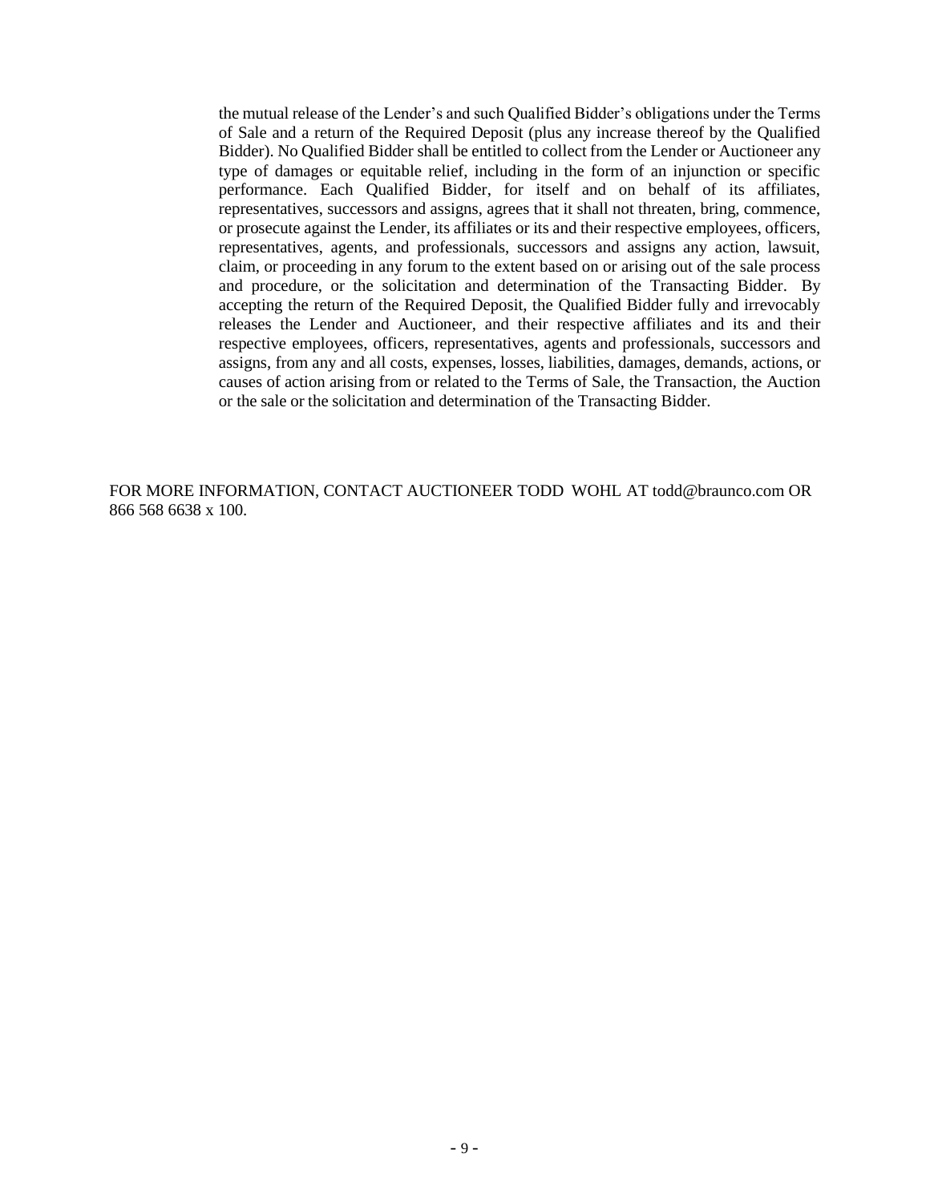the mutual release of the Lender's and such Qualified Bidder's obligations under the Terms of Sale and a return of the Required Deposit (plus any increase thereof by the Qualified Bidder). No Qualified Bidder shall be entitled to collect from the Lender or Auctioneer any type of damages or equitable relief, including in the form of an injunction or specific performance. Each Qualified Bidder, for itself and on behalf of its affiliates, representatives, successors and assigns, agrees that it shall not threaten, bring, commence, or prosecute against the Lender, its affiliates or its and their respective employees, officers, representatives, agents, and professionals, successors and assigns any action, lawsuit, claim, or proceeding in any forum to the extent based on or arising out of the sale process and procedure, or the solicitation and determination of the Transacting Bidder. By accepting the return of the Required Deposit, the Qualified Bidder fully and irrevocably releases the Lender and Auctioneer, and their respective affiliates and its and their respective employees, officers, representatives, agents and professionals, successors and assigns, from any and all costs, expenses, losses, liabilities, damages, demands, actions, or causes of action arising from or related to the Terms of Sale, the Transaction, the Auction or the sale or the solicitation and determination of the Transacting Bidder.

FOR MORE INFORMATION, CONTACT AUCTIONEER TODD WOHL AT todd@braunco.com OR 866 568 6638 x 100.